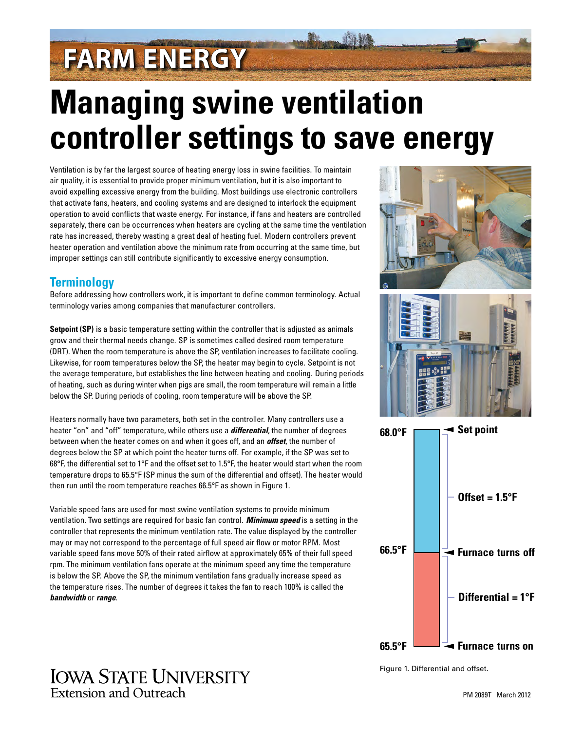# FARM ENERGY

# Managing swine ventilation controller settings to save energy

Ventilation is by far the largest source of heating energy loss in swine facilities. To maintain air quality, it is essential to provide proper minimum ventilation, but it is also important to avoid expelling excessive energy from the building. Most buildings use electronic controllers that activate fans, heaters, and cooling systems and are designed to interlock the equipment operation to avoid conflicts that waste energy. For instance, if fans and heaters are controlled separately, there can be occurrences when heaters are cycling at the same time the ventilation rate has increased, thereby wasting a great deal of heating fuel. Modern controllers prevent heater operation and ventilation above the minimum rate from occurring at the same time, but improper settings can still contribute significantly to excessive energy consumption.

## Terminology

Before addressing how controllers work, it is important to define common terminology. Actual terminology varies among companies that manufacturer controllers.

**Setpoint (SP)** is a basic temperature setting within the controller that is adjusted as animals grow and their thermal needs change. SP is sometimes called desired room temperature (DRT). When the room temperature is above the SP, ventilation increases to facilitate cooling. Likewise, for room temperatures below the SP, the heater may begin to cycle. Setpoint is not the average temperature, but establishes the line between heating and cooling. During periods of heating, such as during winter when pigs are small, the room temperature will remain a little below the SP. During periods of cooling, room temperature will be above the SP.

Heaters normally have two parameters, both set in the controller. Many controllers use a heater "on" and "off" temperature, while others use a ***differential***, the number of degrees between when the heater comes on and when it goes off, and an ***offset***, the number of degrees below the SP at which point the heater turns off. For example, if the SP was set to 68°F, the differential set to 1°F and the offset set to 1.5°F, the heater would start when the room temperature drops to 65.5°F (SP minus the sum of the differential and offset). The heater would then run until the room temperature reaches 66.5°F as shown in Figure 1.

Variable speed fans are used for most swine ventilation systems to provide minimum ventilation. Two settings are required for basic fan control. ***Minimum speed*** is a setting in the controller that represents the minimum ventilation rate. The value displayed by the controller may or may not correspond to the percentage of full speed air flow or motor RPM. Most variable speed fans move 50% of their rated airflow at approximately 65% of their full speed rpm. The minimum ventilation fans operate at the minimum speed any time the temperature is below the SP. Above the SP, the minimum ventilation fans gradually increase speed as the temperature rises. The number of degrees it takes the fan to reach 100% is called the ***bandwidth*** or ***range***.

68.0°F — Set point

Offset = 1.5°F

66.5°F — Furnace turns off

Differential = 1°F

65.5°F — Furnace turns on

Figure 1. Differential and offset.

Iowa State University Extension and Outreach

PM 2089T March 2012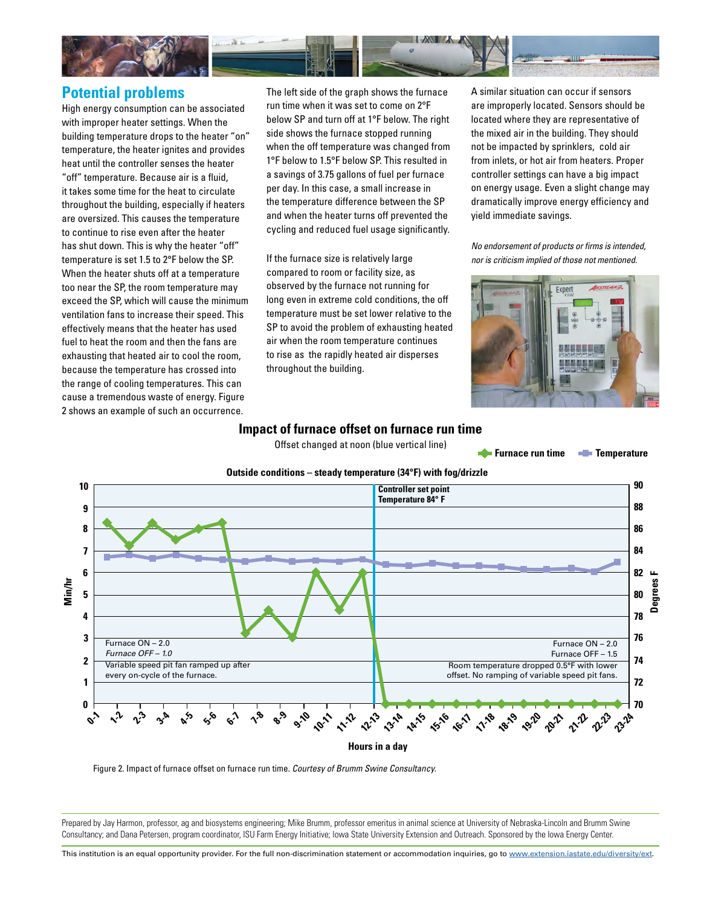## Potential problems

High energy consumption can be associated with improper heater settings. When the building temperature drops to the heater "on" temperature, the heater ignites and provides heat until the controller senses the heater "off" temperature. Because air is a fluid, it takes some time for the heat to circulate throughout the building, especially if heaters are oversized. This causes the temperature to continue to rise even after the heater has shut down. This is why the heater "off" temperature is set 1.5 to 2°F below the SP. When the heater shuts off at a temperature too near the SP, the room temperature may exceed the SP, which will cause the minimum ventilation fans to increase their speed. This effectively means that the heater has used fuel to heat the room and then the fans are exhausting that heated air to cool the room, because the temperature has crossed into the range of cooling temperatures. This can cause a tremendous waste of energy. Figure 2 shows an example of such an occurrence.

The left side of the graph shows the furnace run time when it was set to come on 2°F below SP and turn off at 1°F below. The right side shows the furnace stopped running when the off temperature was changed from 1°F below to 1.5°F below SP. This resulted in a savings of 3.75 gallons of fuel per furnace per day. In this case, a small increase in the temperature difference between the SP and when the heater turns off prevented the cycling and reduced fuel usage significantly.

If the furnace size is relatively large compared to room or facility size, as observed by the furnace not running for long even in extreme cold conditions, the off temperature must be set lower relative to the SP to avoid the problem of exhausting heated air when the room temperature continues to rise as the rapidly heated air disperses throughout the building.

A similar situation can occur if sensors are improperly located. Sensors should be located where they are representative of the mixed air in the building. They should not be impacted by sprinklers, cold air from inlets, or hot air from heaters. Proper controller settings can have a big impact on energy usage. Even a slight change may dramatically improve energy efficiency and yield immediate savings.

*No endorsement of products or firms is intended, nor is criticism implied of those not mentioned.*

**Impact of furnace offset on furnace run time**

Offset changed at noon (blue vertical line)

Furnace run time
Temperature

Outside conditions – steady temperature (34°F) with fog/drizzle

Controller set point
Temperature 84° F

Furnace ON – 2.0
*Furnace OFF – 1.0*
Variable speed pit fan ramped up after every on-cycle of the furnace.

Furnace ON – 2.0
Furnace OFF – 1.5
Room temperature dropped 0.5°F with lower offset. No ramping of variable speed pit fans.

Min/hr
10
9
8
7
6
5
4
3
2
1
0

Degrees F
90
88
86
84
82
80
78
76
74
72
70

0-1 1-2 2-3 3-4 4-5 5-6 6-7 7-8 8-9 9-10 10-11 11-12 12-13 13-14 14-15 15-16 16-17 17-18 18-19 19-20 20-21 21-22 22-23 23-24

Hours in a day

Figure 2. Impact of furnace offset on furnace run time. *Courtesy of Brumm Swine Consultancy.*

Prepared by Jay Harmon, professor, ag and biosystems engineering; Mike Brumm, professor emeritus in animal science at University of Nebraska-Lincoln and Brumm Swine Consultancy; and Dana Petersen, program coordinator, ISU Farm Energy Initiative; Iowa State University Extension and Outreach. Sponsored by the Iowa Energy Center.

This institution is an equal opportunity provider. For the full non-discrimination statement or accommodation inquiries, go to www.extension.iastate.edu/diversity/ext.